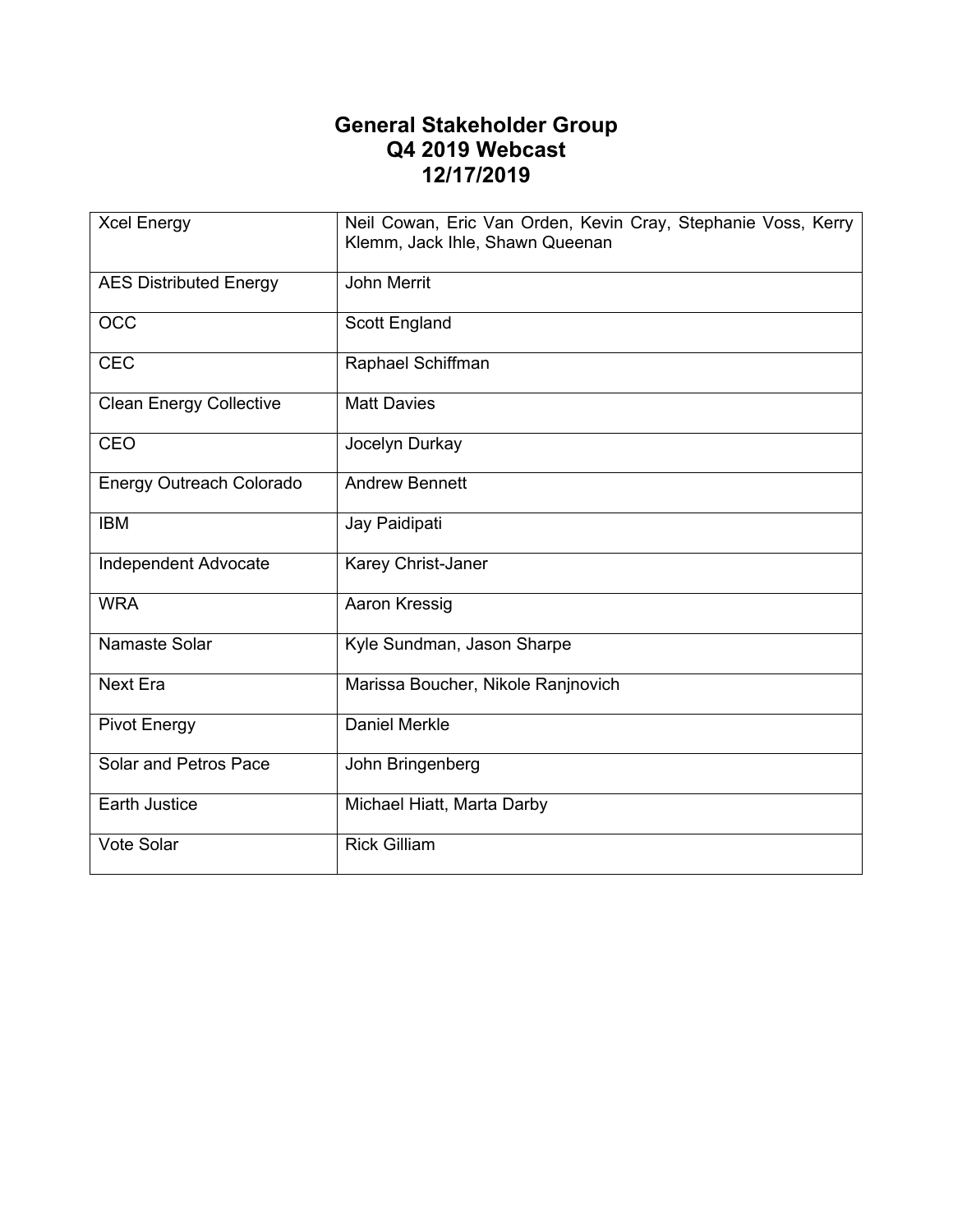# General Stakeholder Group
## Q4 2019 Webcast
## 12/17/2019

| | |
|---|---|
| Xcel Energy | Neil Cowan, Eric Van Orden, Kevin Cray, Stephanie Voss, Kerry Klemm, Jack Ihle, Shawn Queenan |
| AES Distributed Energy | John Merrit |
| OCC | Scott England |
| CEC | Raphael Schiffman |
| Clean Energy Collective | Matt Davies |
| CEO | Jocelyn Durkay |
| Energy Outreach Colorado | Andrew Bennett |
| IBM | Jay Paidipati |
| Independent Advocate | Karey Christ-Janer |
| WRA | Aaron Kressig |
| Namaste Solar | Kyle Sundman, Jason Sharpe |
| Next Era | Marissa Boucher, Nikole Ranjnovich |
| Pivot Energy | Daniel Merkle |
| Solar and Petros Pace | John Bringenberg |
| Earth Justice | Michael Hiatt, Marta Darby |
| Vote Solar | Rick Gilliam |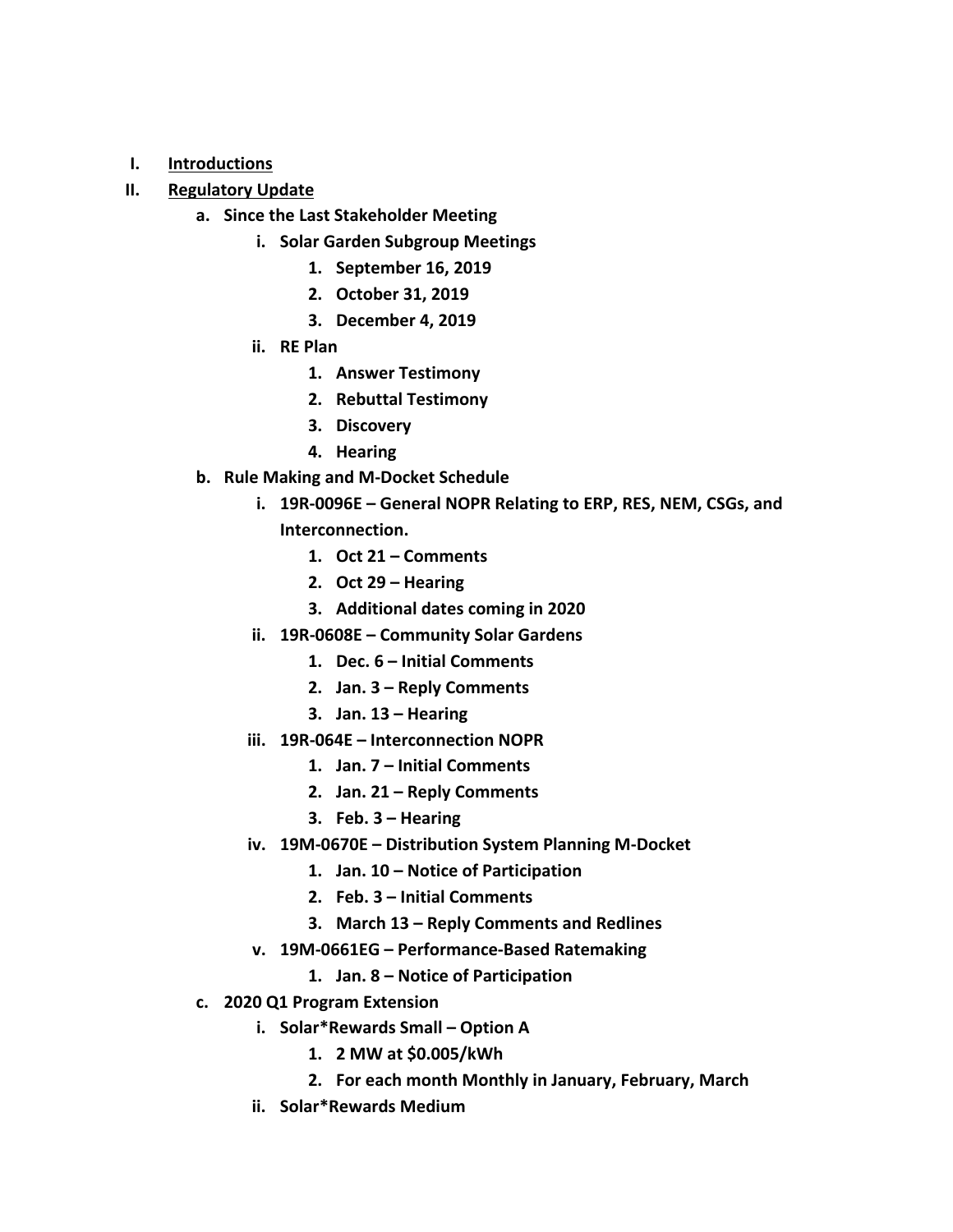I. **Introductions**

II. **Regulatory Update**

  a. **Since the Last Stakeholder Meeting**

    i. **Solar Garden Subgroup Meetings**

      1. **September 16, 2019**
      2. **October 31, 2019**
      3. **December 4, 2019**

    ii. **RE Plan**

      1. **Answer Testimony**
      2. **Rebuttal Testimony**
      3. **Discovery**
      4. **Hearing**

  b. **Rule Making and M-Docket Schedule**

    i. **19R-0096E – General NOPR Relating to ERP, RES, NEM, CSGs, and Interconnection.**

      1. **Oct 21 – Comments**
      2. **Oct 29 – Hearing**
      3. **Additional dates coming in 2020**

    ii. **19R-0608E – Community Solar Gardens**

      1. **Dec. 6 – Initial Comments**
      2. **Jan. 3 – Reply Comments**
      3. **Jan. 13 – Hearing**

    iii. **19R-064E – Interconnection NOPR**

      1. **Jan. 7 – Initial Comments**
      2. **Jan. 21 – Reply Comments**
      3. **Feb. 3 – Hearing**

    iv. **19M-0670E – Distribution System Planning M-Docket**

      1. **Jan. 10 – Notice of Participation**
      2. **Feb. 3 – Initial Comments**
      3. **March 13 – Reply Comments and Redlines**

    v. **19M-0661EG – Performance-Based Ratemaking**

      1. **Jan. 8 – Notice of Participation**

  c. **2020 Q1 Program Extension**

    i. **Solar*Rewards Small – Option A**

      1. **2 MW at $0.005/kWh**
      2. **For each month Monthly in January, February, March**

    ii. **Solar*Rewards Medium**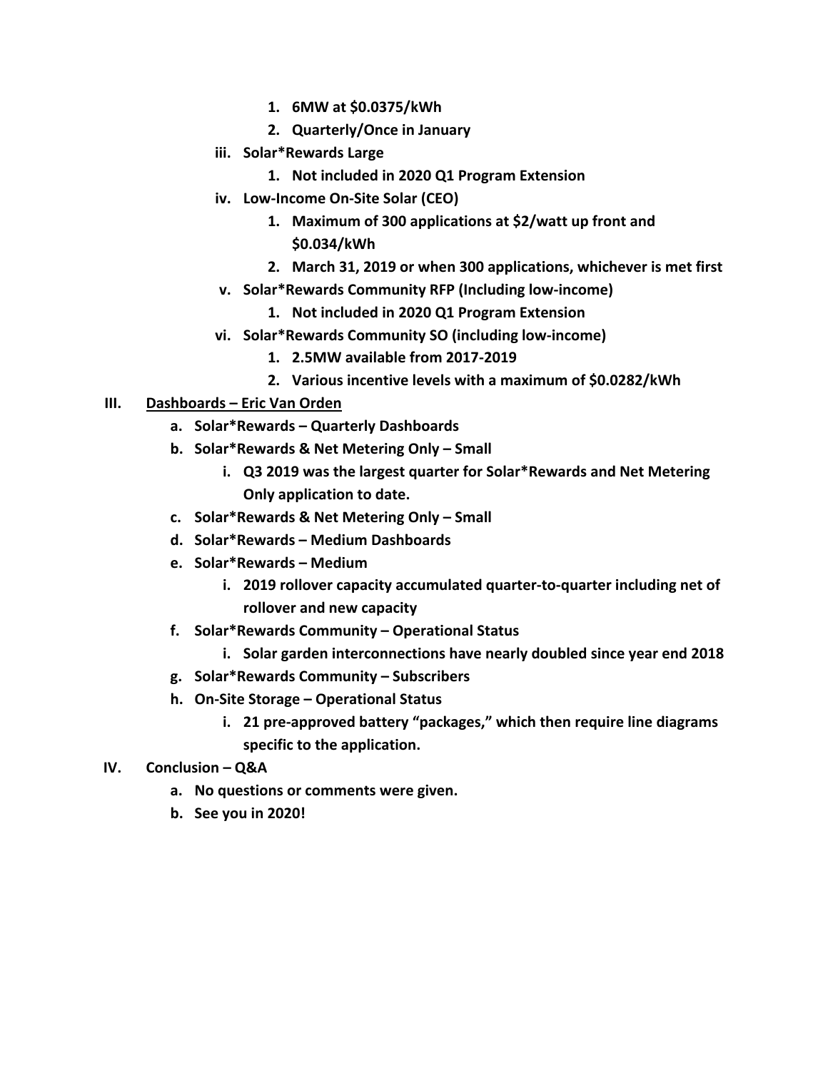1. **6MW at $0.0375/kWh**
2. **Quarterly/Once in January**

iii. **Solar*Rewards Large**

1. **Not included in 2020 Q1 Program Extension**

iv. **Low-Income On-Site Solar (CEO)**

1. **Maximum of 300 applications at $2/watt up front and $0.034/kWh**
2. **March 31, 2019 or when 300 applications, whichever is met first**

v. **Solar*Rewards Community RFP (Including low-income)**

1. **Not included in 2020 Q1 Program Extension**

vi. **Solar*Rewards Community SO (including low-income)**

1. **2.5MW available from 2017-2019**
2. **Various incentive levels with a maximum of $0.0282/kWh**

**III. <u>Dashboards – Eric Van Orden</u>**

a. **Solar*Rewards – Quarterly Dashboards**

b. **Solar*Rewards & Net Metering Only – Small**

i. **Q3 2019 was the largest quarter for Solar*Rewards and Net Metering Only application to date.**

c. **Solar*Rewards & Net Metering Only – Small**

d. **Solar*Rewards – Medium Dashboards**

e. **Solar*Rewards – Medium**

i. **2019 rollover capacity accumulated quarter-to-quarter including net of rollover and new capacity**

f. **Solar*Rewards Community – Operational Status**

i. **Solar garden interconnections have nearly doubled since year end 2018**

g. **Solar*Rewards Community – Subscribers**

h. **On-Site Storage – Operational Status**

i. **21 pre-approved battery "packages," which then require line diagrams specific to the application.**

**IV. Conclusion – Q&A**

a. **No questions or comments were given.**

b. **See you in 2020!**